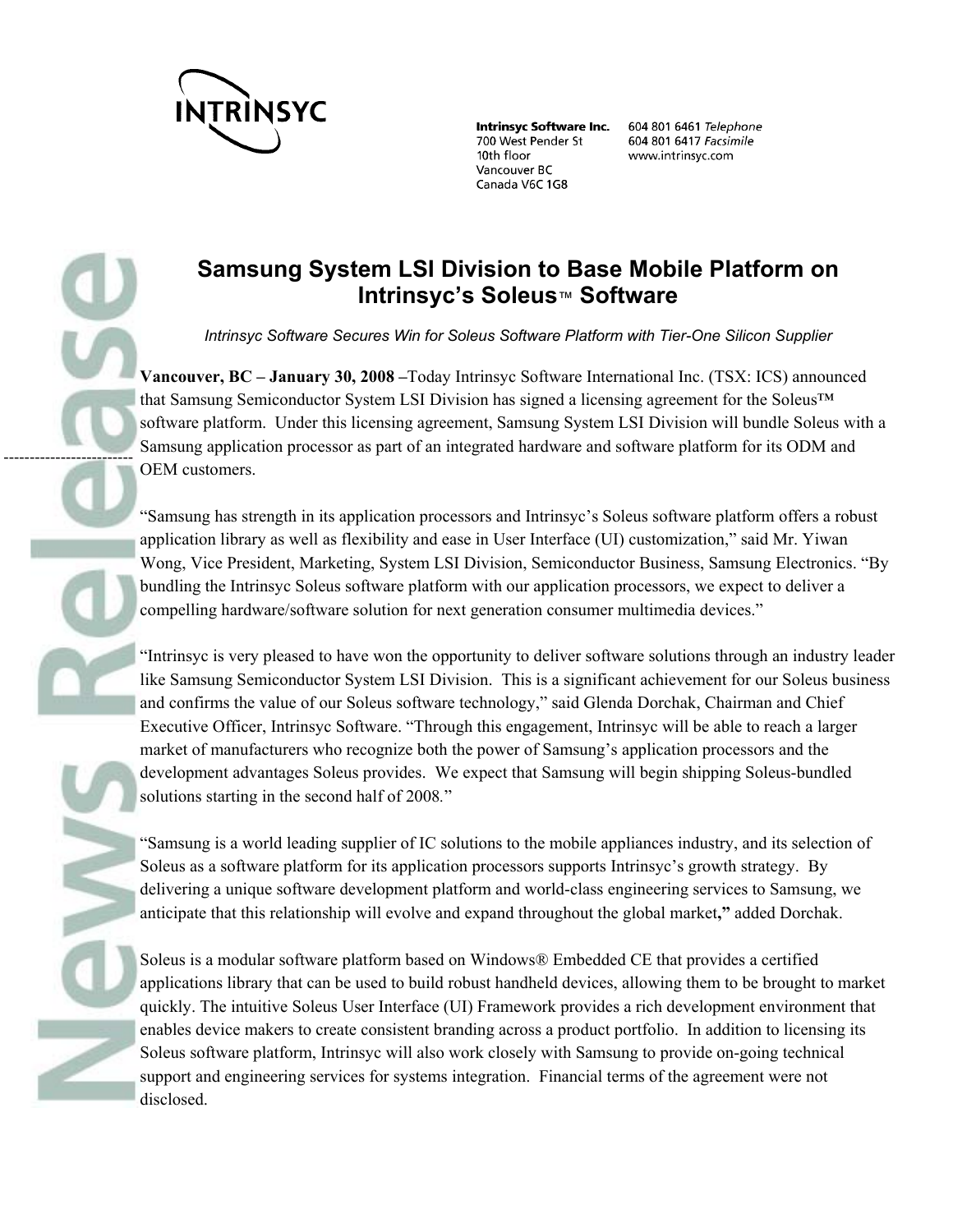**Intrinsyc Software Inc.**
700 West Pender St
10th floor
Vancouver BC
Canada V6C 1G8

604 801 6461 *Telephone*
604 801 6417 *Facsimile*
www.intrinsyc.com

# Samsung System LSI Division to Base Mobile Platform on Intrinsyc's Soleus™ Software

*Intrinsyc Software Secures Win for Soleus Software Platform with Tier-One Silicon Supplier*

**Vancouver, BC – January 30, 2008 –**Today Intrinsyc Software International Inc. (TSX: ICS) announced that Samsung Semiconductor System LSI Division has signed a licensing agreement for the Soleus™ software platform. Under this licensing agreement, Samsung System LSI Division will bundle Soleus with a Samsung application processor as part of an integrated hardware and software platform for its ODM and OEM customers.

"Samsung has strength in its application processors and Intrinsyc's Soleus software platform offers a robust application library as well as flexibility and ease in User Interface (UI) customization," said Mr. Yiwan Wong, Vice President, Marketing, System LSI Division, Semiconductor Business, Samsung Electronics. "By bundling the Intrinsyc Soleus software platform with our application processors, we expect to deliver a compelling hardware/software solution for next generation consumer multimedia devices."

"Intrinsyc is very pleased to have won the opportunity to deliver software solutions through an industry leader like Samsung Semiconductor System LSI Division. This is a significant achievement for our Soleus business and confirms the value of our Soleus software technology," said Glenda Dorchak, Chairman and Chief Executive Officer, Intrinsyc Software. "Through this engagement, Intrinsyc will be able to reach a larger market of manufacturers who recognize both the power of Samsung's application processors and the development advantages Soleus provides. We expect that Samsung will begin shipping Soleus-bundled solutions starting in the second half of 2008."

"Samsung is a world leading supplier of IC solutions to the mobile appliances industry, and its selection of Soleus as a software platform for its application processors supports Intrinsyc's growth strategy. By delivering a unique software development platform and world-class engineering services to Samsung, we anticipate that this relationship will evolve and expand throughout the global market**,"** added Dorchak.

Soleus is a modular software platform based on Windows® Embedded CE that provides a certified applications library that can be used to build robust handheld devices, allowing them to be brought to market quickly. The intuitive Soleus User Interface (UI) Framework provides a rich development environment that enables device makers to create consistent branding across a product portfolio. In addition to licensing its Soleus software platform, Intrinsyc will also work closely with Samsung to provide on-going technical support and engineering services for systems integration. Financial terms of the agreement were not disclosed.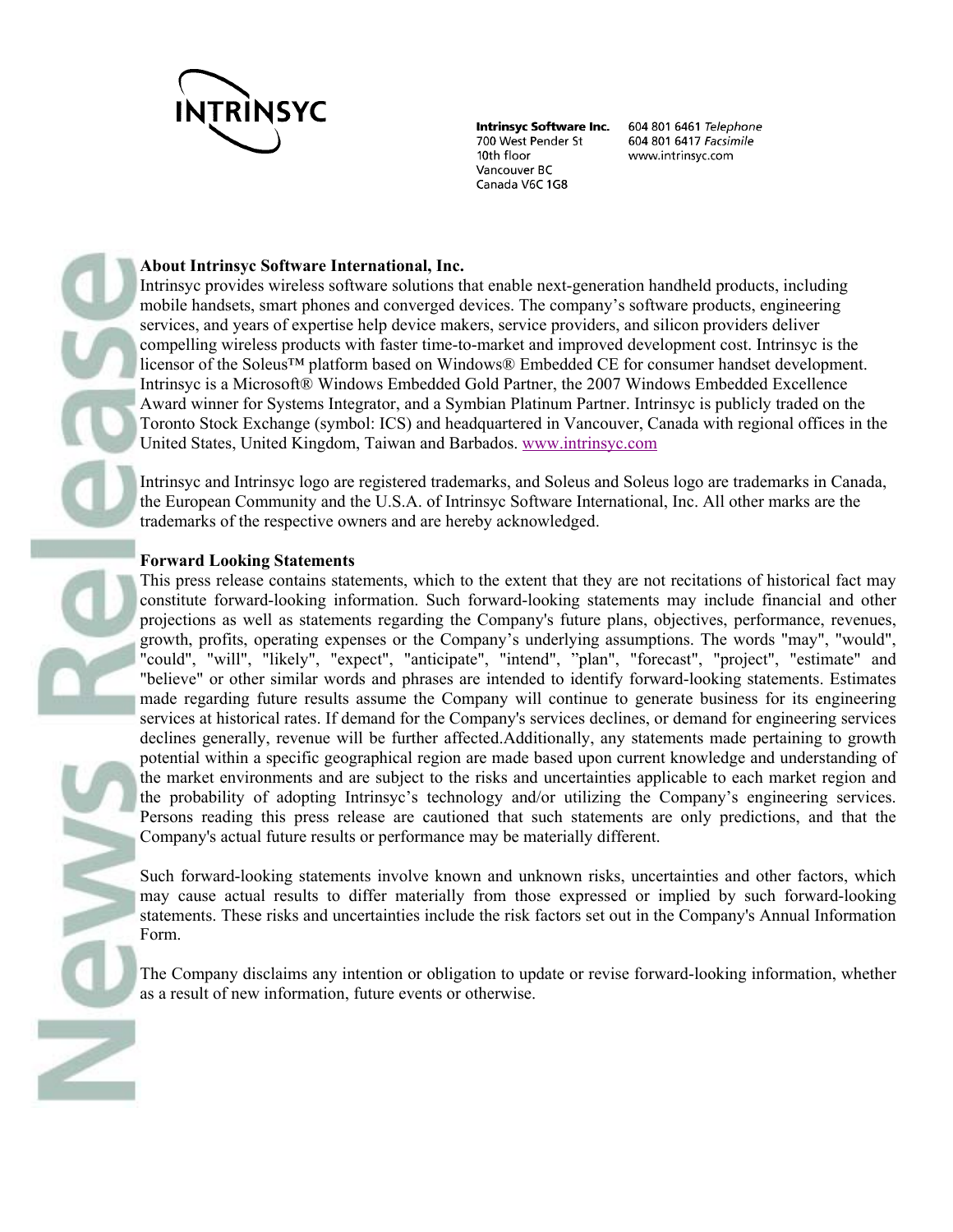INTRINSYC

**Intrinsyc Software Inc.**
700 West Pender St
10th floor
Vancouver BC
Canada V6C 1G8

604 801 6461 *Telephone*
604 801 6417 *Facsimile*
www.intrinsyc.com

**About Intrinsyc Software International, Inc.**

Intrinsyc provides wireless software solutions that enable next-generation handheld products, including mobile handsets, smart phones and converged devices. The company's software products, engineering services, and years of expertise help device makers, service providers, and silicon providers deliver compelling wireless products with faster time-to-market and improved development cost. Intrinsyc is the licensor of the Soleus™ platform based on Windows® Embedded CE for consumer handset development. Intrinsyc is a Microsoft® Windows Embedded Gold Partner, the 2007 Windows Embedded Excellence Award winner for Systems Integrator, and a Symbian Platinum Partner. Intrinsyc is publicly traded on the Toronto Stock Exchange (symbol: ICS) and headquartered in Vancouver, Canada with regional offices in the United States, United Kingdom, Taiwan and Barbados. www.intrinsyc.com

Intrinsyc and Intrinsyc logo are registered trademarks, and Soleus and Soleus logo are trademarks in Canada, the European Community and the U.S.A. of Intrinsyc Software International, Inc. All other marks are the trademarks of the respective owners and are hereby acknowledged.

**Forward Looking Statements**

This press release contains statements, which to the extent that they are not recitations of historical fact may constitute forward-looking information. Such forward-looking statements may include financial and other projections as well as statements regarding the Company's future plans, objectives, performance, revenues, growth, profits, operating expenses or the Company's underlying assumptions. The words "may", "would", "could", "will", "likely", "expect", "anticipate", "intend", "plan", "forecast", "project", "estimate" and "believe" or other similar words and phrases are intended to identify forward-looking statements. Estimates made regarding future results assume the Company will continue to generate business for its engineering services at historical rates. If demand for the Company's services declines, or demand for engineering services declines generally, revenue will be further affected.Additionally, any statements made pertaining to growth potential within a specific geographical region are made based upon current knowledge and understanding of the market environments and are subject to the risks and uncertainties applicable to each market region and the probability of adopting Intrinsyc's technology and/or utilizing the Company's engineering services. Persons reading this press release are cautioned that such statements are only predictions, and that the Company's actual future results or performance may be materially different.

Such forward-looking statements involve known and unknown risks, uncertainties and other factors, which may cause actual results to differ materially from those expressed or implied by such forward-looking statements. These risks and uncertainties include the risk factors set out in the Company's Annual Information Form.

The Company disclaims any intention or obligation to update or revise forward-looking information, whether as a result of new information, future events or otherwise.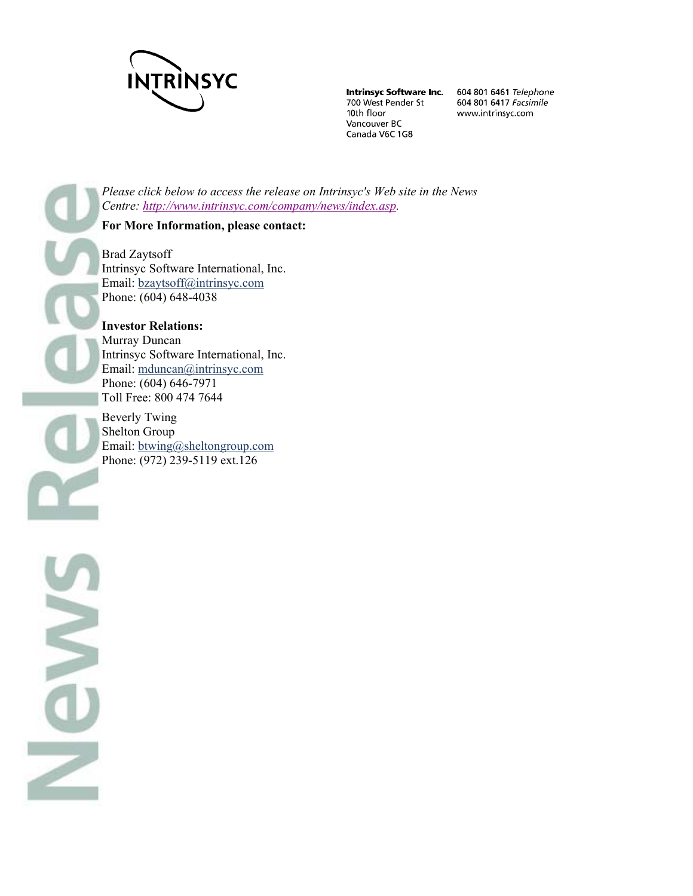INTRINSYC

**Intrinsyc Software Inc.**
700 West Pender St
10th floor
Vancouver BC
Canada V6C 1G8

604 801 6461 *Telephone*
604 801 6417 *Facsimile*
www.intrinsyc.com

News Release

*Please click below to access the release on Intrinsyc's Web site in the News Centre: http://www.intrinsyc.com/company/news/index.asp.*

**For More Information, please contact:**

Brad Zaytsoff
Intrinsyc Software International, Inc.
Email: bzaytsoff@intrinsyc.com
Phone: (604) 648-4038

**Investor Relations:**
Murray Duncan
Intrinsyc Software International, Inc.
Email: mduncan@intrinsyc.com
Phone: (604) 646-7971
Toll Free: 800 474 7644

Beverly Twing
Shelton Group
Email: btwing@sheltongroup.com
Phone: (972) 239-5119 ext.126